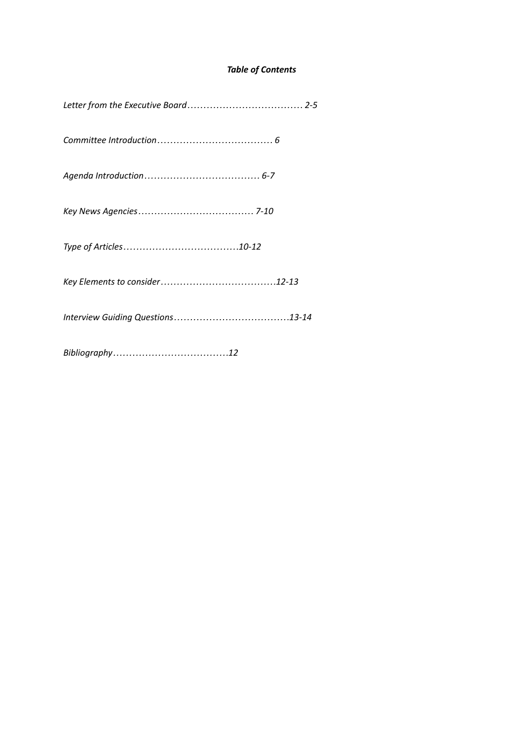***Table of Contents***

*Letter from the Executive Board................................... 2-5*

*Committee Introduction................................... 6*

*Agenda Introduction................................... 6-7*

*Key News Agencies................................... 7-10*

*Type of Articles...................................10-12*

*Key Elements to consider...................................12-13*

*Interview Guiding Questions...................................13-14*

*Bibliography...................................12*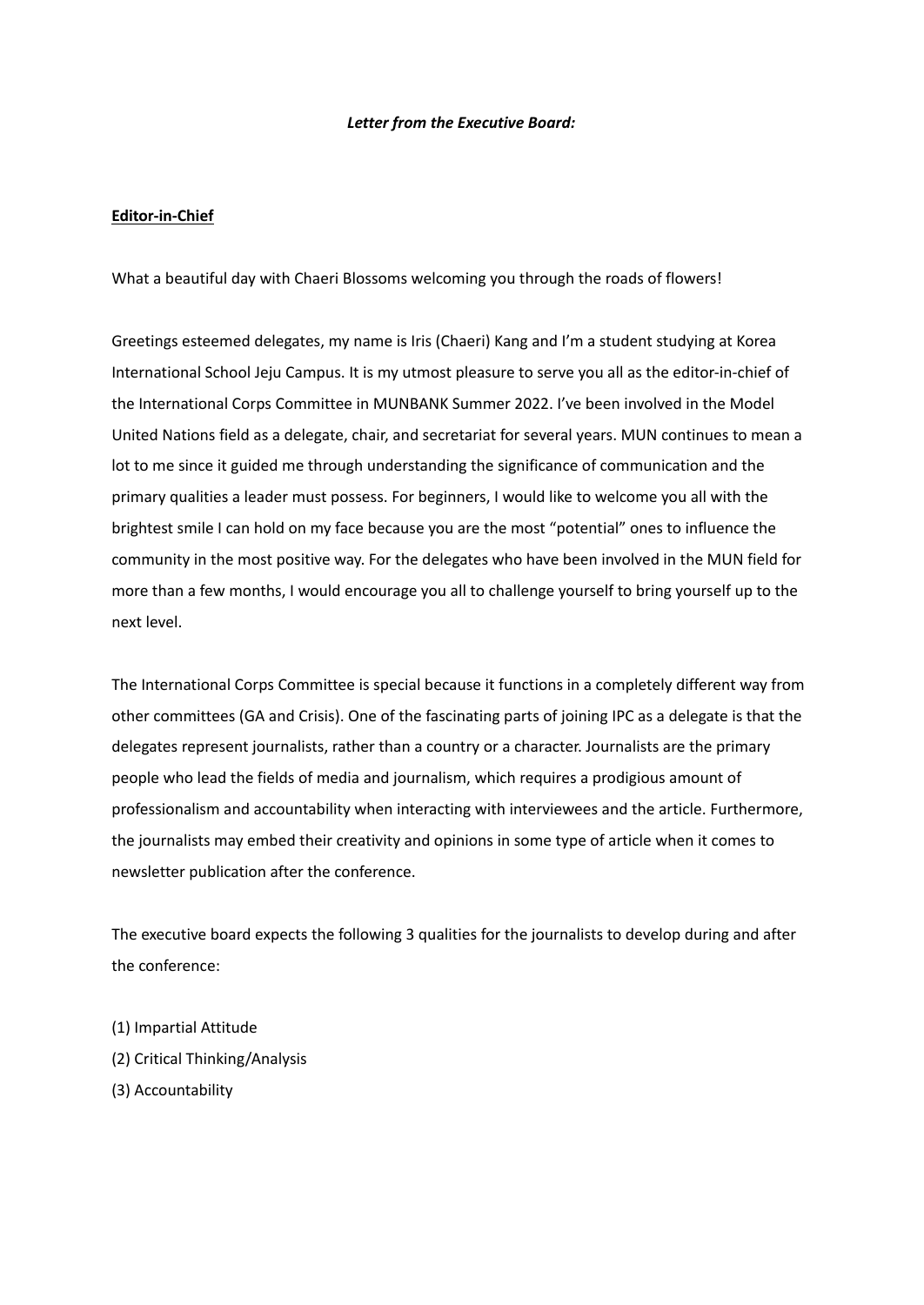***Letter from the Executive Board:***

**Editor-in-Chief**

What a beautiful day with Chaeri Blossoms welcoming you through the roads of flowers!

Greetings esteemed delegates, my name is Iris (Chaeri) Kang and I'm a student studying at Korea International School Jeju Campus. It is my utmost pleasure to serve you all as the editor-in-chief of the International Corps Committee in MUNBANK Summer 2022. I've been involved in the Model United Nations field as a delegate, chair, and secretariat for several years. MUN continues to mean a lot to me since it guided me through understanding the significance of communication and the primary qualities a leader must possess. For beginners, I would like to welcome you all with the brightest smile I can hold on my face because you are the most "potential" ones to influence the community in the most positive way. For the delegates who have been involved in the MUN field for more than a few months, I would encourage you all to challenge yourself to bring yourself up to the next level.

The International Corps Committee is special because it functions in a completely different way from other committees (GA and Crisis). One of the fascinating parts of joining IPC as a delegate is that the delegates represent journalists, rather than a country or a character. Journalists are the primary people who lead the fields of media and journalism, which requires a prodigious amount of professionalism and accountability when interacting with interviewees and the article. Furthermore, the journalists may embed their creativity and opinions in some type of article when it comes to newsletter publication after the conference.

The executive board expects the following 3 qualities for the journalists to develop during and after the conference:

(1) Impartial Attitude
(2) Critical Thinking/Analysis
(3) Accountability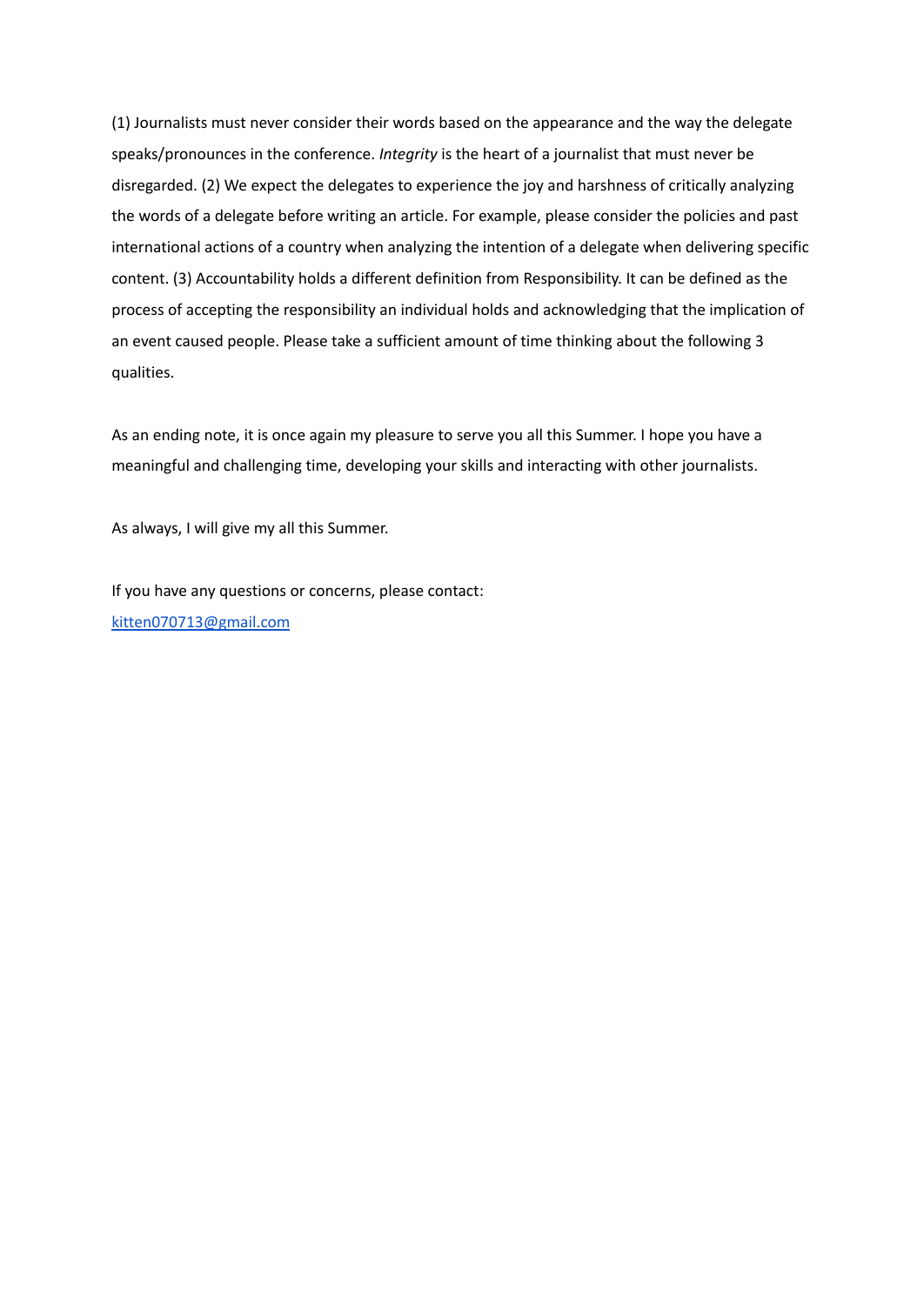(1) Journalists must never consider their words based on the appearance and the way the delegate speaks/pronounces in the conference. *Integrity* is the heart of a journalist that must never be disregarded. (2) We expect the delegates to experience the joy and harshness of critically analyzing the words of a delegate before writing an article. For example, please consider the policies and past international actions of a country when analyzing the intention of a delegate when delivering specific content. (3) Accountability holds a different definition from Responsibility. It can be defined as the process of accepting the responsibility an individual holds and acknowledging that the implication of an event caused people. Please take a sufficient amount of time thinking about the following 3 qualities.

As an ending note, it is once again my pleasure to serve you all this Summer. I hope you have a meaningful and challenging time, developing your skills and interacting with other journalists.

As always, I will give my all this Summer.

If you have any questions or concerns, please contact:
kitten070713@gmail.com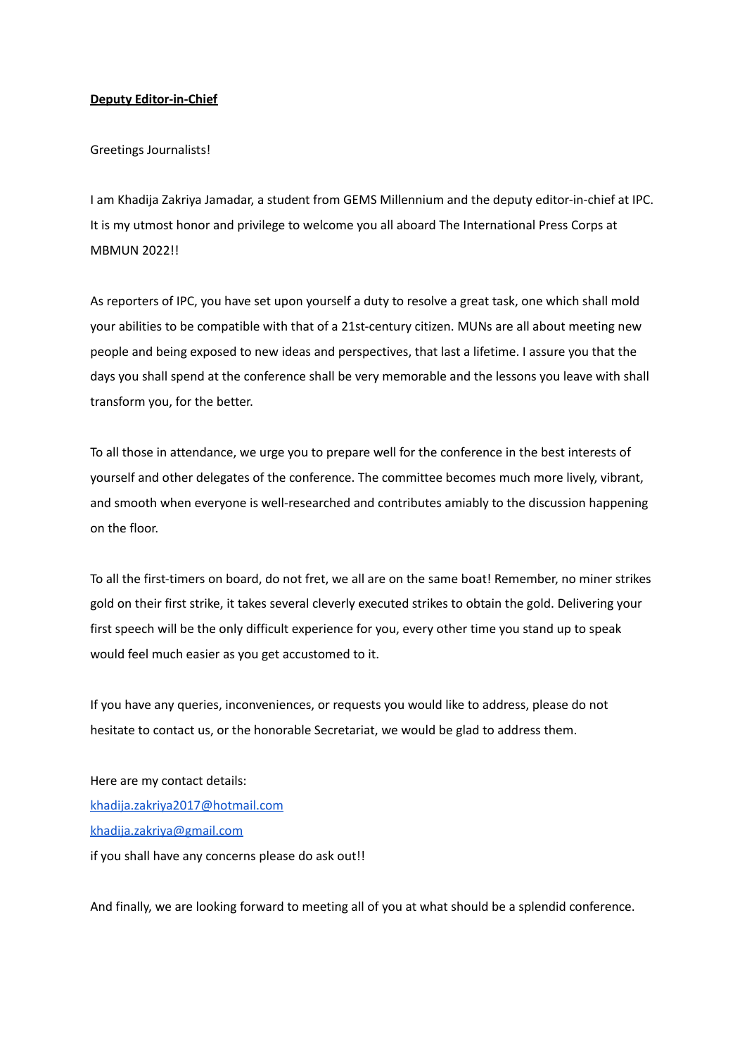**Deputy Editor-in-Chief**

Greetings Journalists!

I am Khadija Zakriya Jamadar, a student from GEMS Millennium and the deputy editor-in-chief at IPC. It is my utmost honor and privilege to welcome you all aboard The International Press Corps at MBMUN 2022!!

As reporters of IPC, you have set upon yourself a duty to resolve a great task, one which shall mold your abilities to be compatible with that of a 21st-century citizen. MUNs are all about meeting new people and being exposed to new ideas and perspectives, that last a lifetime. I assure you that the days you shall spend at the conference shall be very memorable and the lessons you leave with shall transform you, for the better.

To all those in attendance, we urge you to prepare well for the conference in the best interests of yourself and other delegates of the conference. The committee becomes much more lively, vibrant, and smooth when everyone is well-researched and contributes amiably to the discussion happening on the floor.

To all the first-timers on board, do not fret, we all are on the same boat! Remember, no miner strikes gold on their first strike, it takes several cleverly executed strikes to obtain the gold. Delivering your first speech will be the only difficult experience for you, every other time you stand up to speak would feel much easier as you get accustomed to it.

If you have any queries, inconveniences, or requests you would like to address, please do not hesitate to contact us, or the honorable Secretariat, we would be glad to address them.

Here are my contact details:
khadija.zakriya2017@hotmail.com
khadija.zakriya@gmail.com
if you shall have any concerns please do ask out!!

And finally, we are looking forward to meeting all of you at what should be a splendid conference.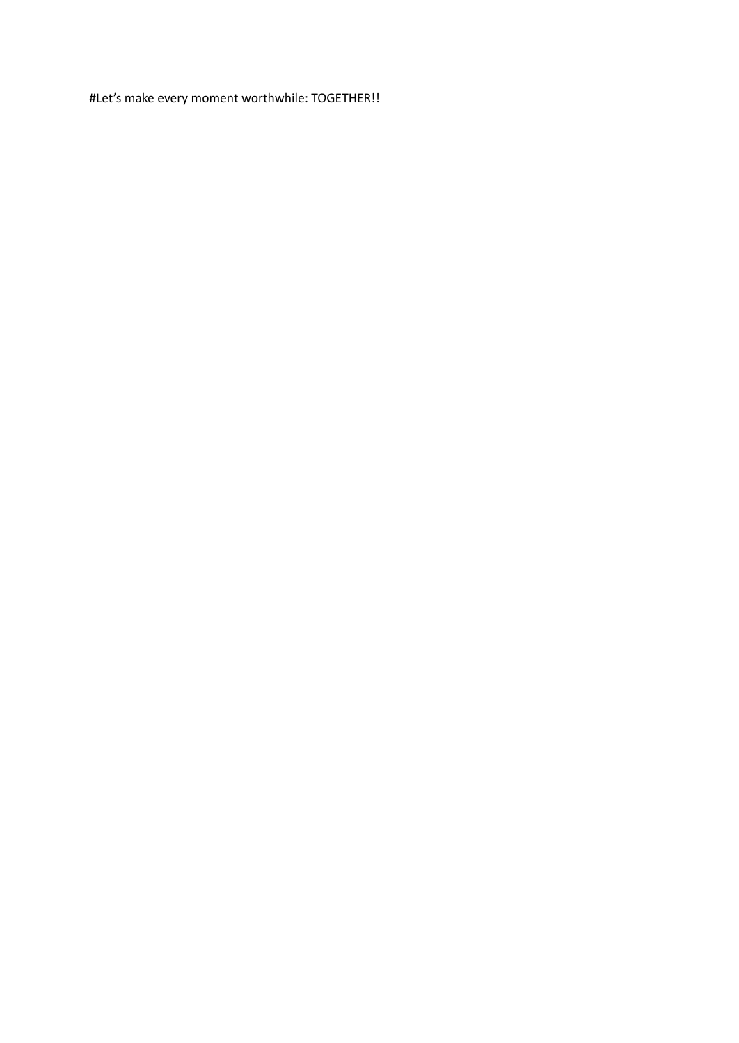#Let’s make every moment worthwhile: TOGETHER!!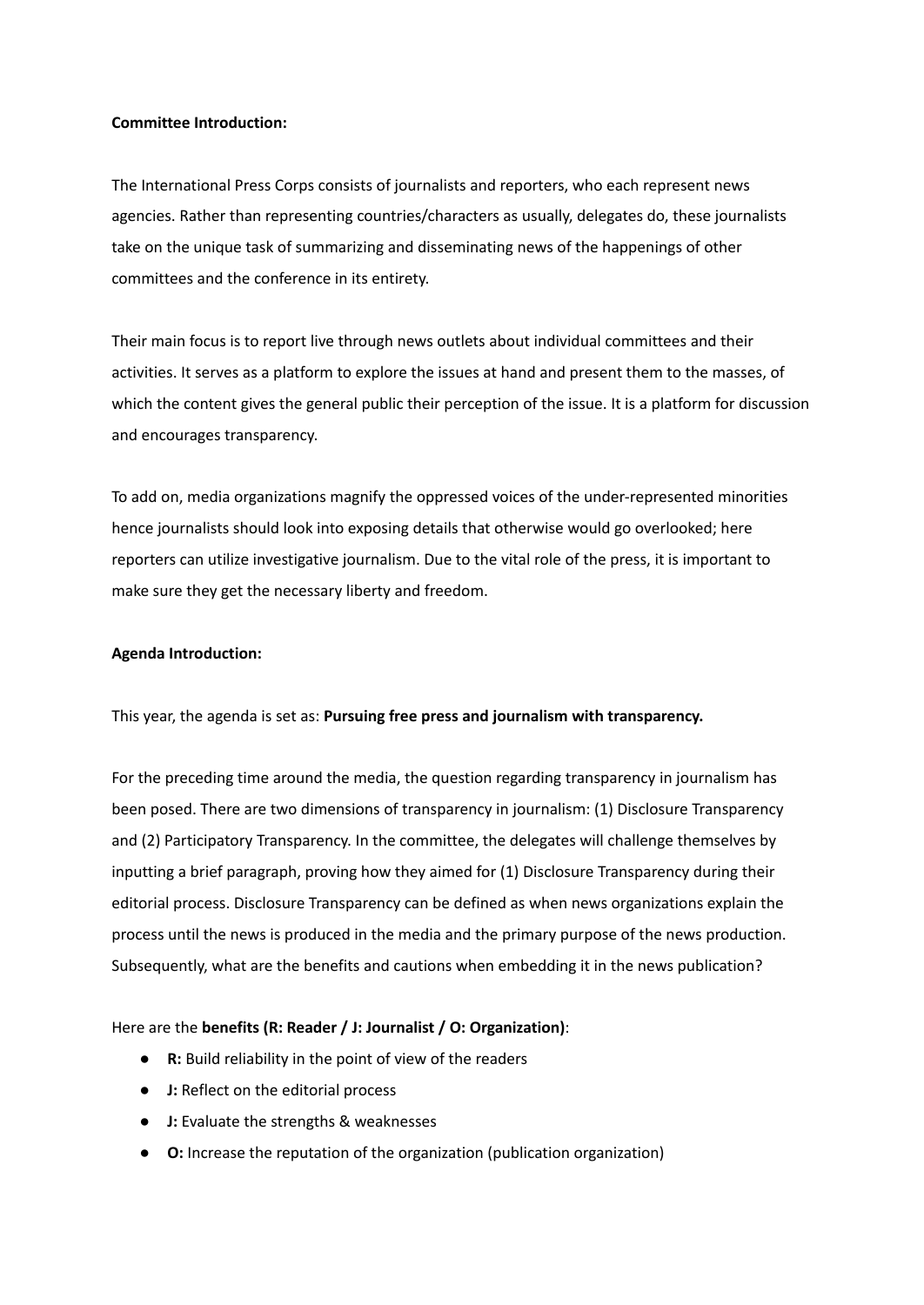**Committee Introduction:**

The International Press Corps consists of journalists and reporters, who each represent news agencies. Rather than representing countries/characters as usually, delegates do, these journalists take on the unique task of summarizing and disseminating news of the happenings of other committees and the conference in its entirety.

Their main focus is to report live through news outlets about individual committees and their activities. It serves as a platform to explore the issues at hand and present them to the masses, of which the content gives the general public their perception of the issue. It is a platform for discussion and encourages transparency.

To add on, media organizations magnify the oppressed voices of the under-represented minorities hence journalists should look into exposing details that otherwise would go overlooked; here reporters can utilize investigative journalism. Due to the vital role of the press, it is important to make sure they get the necessary liberty and freedom.

**Agenda Introduction:**

This year, the agenda is set as: **Pursuing free press and journalism with transparency.**

For the preceding time around the media, the question regarding transparency in journalism has been posed. There are two dimensions of transparency in journalism: (1) Disclosure Transparency and (2) Participatory Transparency. In the committee, the delegates will challenge themselves by inputting a brief paragraph, proving how they aimed for (1) Disclosure Transparency during their editorial process. Disclosure Transparency can be defined as when news organizations explain the process until the news is produced in the media and the primary purpose of the news production. Subsequently, what are the benefits and cautions when embedding it in the news publication?

Here are the **benefits (R: Reader / J: Journalist / O: Organization)**:

- **R:** Build reliability in the point of view of the readers
- **J:** Reflect on the editorial process
- **J:** Evaluate the strengths & weaknesses
- **O:** Increase the reputation of the organization (publication organization)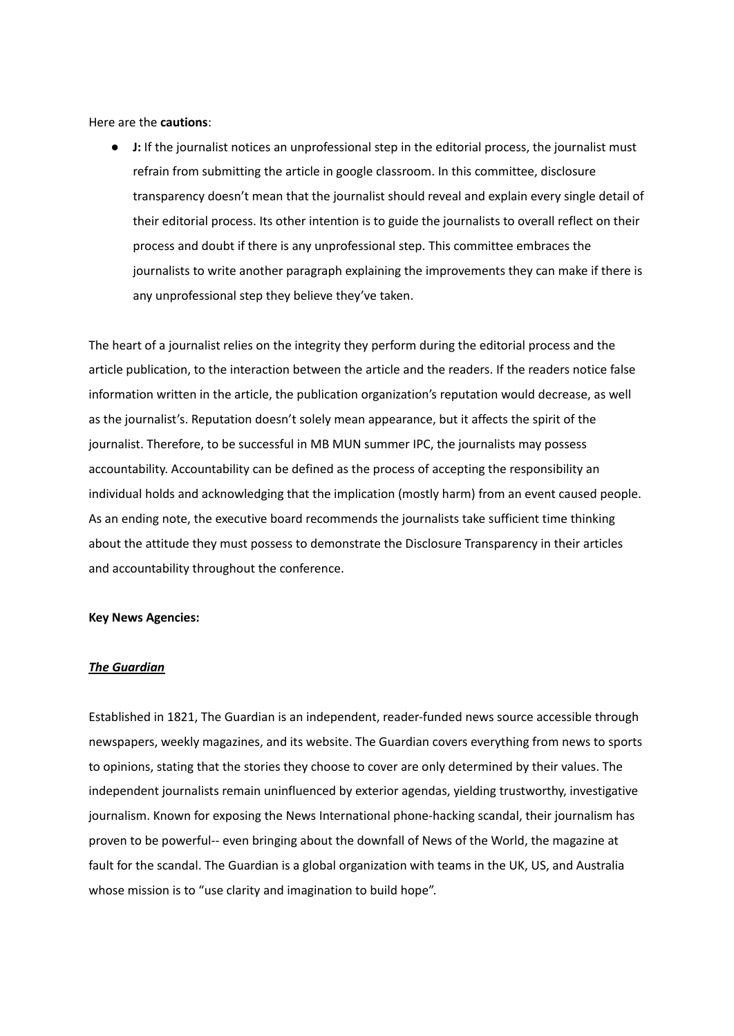Here are the **cautions**:

- **J:** If the journalist notices an unprofessional step in the editorial process, the journalist must refrain from submitting the article in google classroom. In this committee, disclosure transparency doesn't mean that the journalist should reveal and explain every single detail of their editorial process. Its other intention is to guide the journalists to overall reflect on their process and doubt if there is any unprofessional step. This committee embraces the journalists to write another paragraph explaining the improvements they can make if there is any unprofessional step they believe they've taken.

The heart of a journalist relies on the integrity they perform during the editorial process and the article publication, to the interaction between the article and the readers. If the readers notice false information written in the article, the publication organization's reputation would decrease, as well as the journalist's. Reputation doesn't solely mean appearance, but it affects the spirit of the journalist. Therefore, to be successful in MB MUN summer IPC, the journalists may possess accountability. Accountability can be defined as the process of accepting the responsibility an individual holds and acknowledging that the implication (mostly harm) from an event caused people. As an ending note, the executive board recommends the journalists take sufficient time thinking about the attitude they must possess to demonstrate the Disclosure Transparency in their articles and accountability throughout the conference.

**Key News Agencies:**

***<u>The Guardian</u>***

Established in 1821, The Guardian is an independent, reader-funded news source accessible through newspapers, weekly magazines, and its website. The Guardian covers everything from news to sports to opinions, stating that the stories they choose to cover are only determined by their values. The independent journalists remain uninfluenced by exterior agendas, yielding trustworthy, investigative journalism. Known for exposing the News International phone-hacking scandal, their journalism has proven to be powerful-- even bringing about the downfall of News of the World, the magazine at fault for the scandal. The Guardian is a global organization with teams in the UK, US, and Australia whose mission is to "use clarity and imagination to build hope".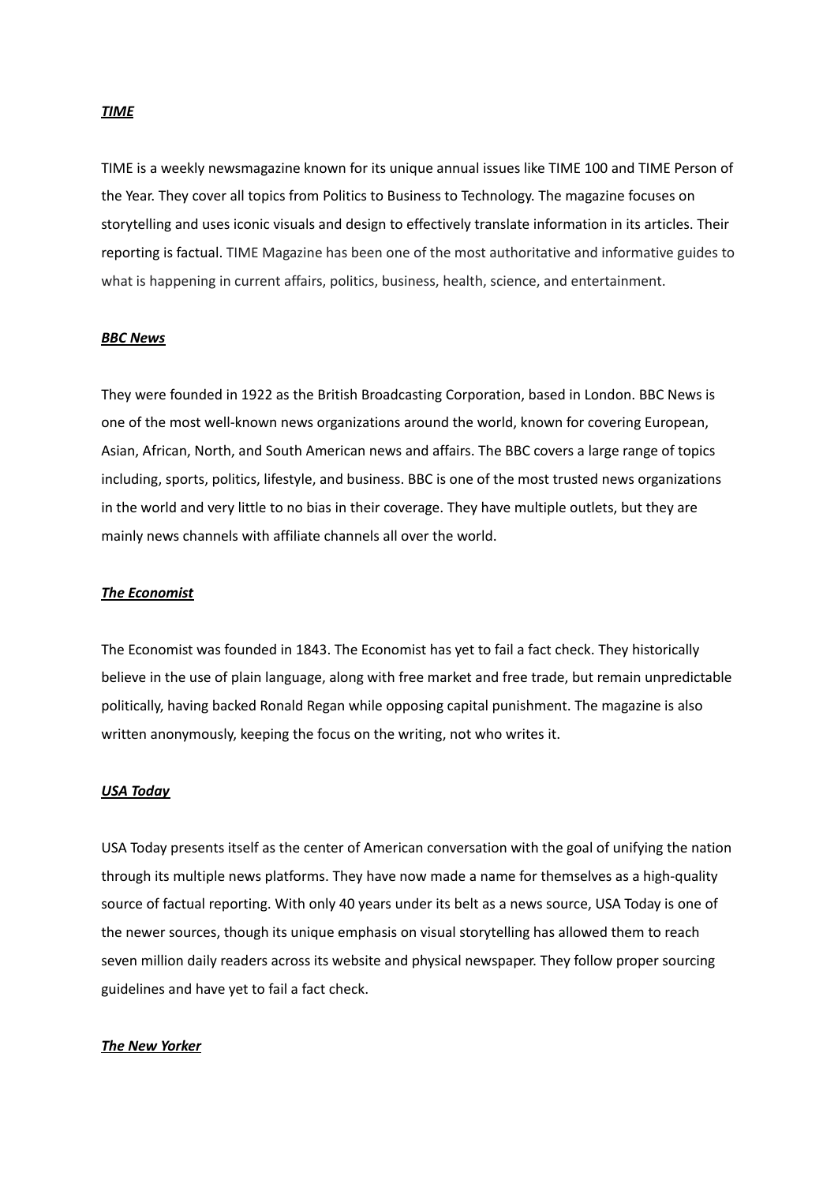***TIME***

TIME is a weekly newsmagazine known for its unique annual issues like TIME 100 and TIME Person of the Year. They cover all topics from Politics to Business to Technology. The magazine focuses on storytelling and uses iconic visuals and design to effectively translate information in its articles. Their reporting is factual. TIME Magazine has been one of the most authoritative and informative guides to what is happening in current affairs, politics, business, health, science, and entertainment.

***BBC News***

They were founded in 1922 as the British Broadcasting Corporation, based in London. BBC News is one of the most well-known news organizations around the world, known for covering European, Asian, African, North, and South American news and affairs. The BBC covers a large range of topics including, sports, politics, lifestyle, and business. BBC is one of the most trusted news organizations in the world and very little to no bias in their coverage. They have multiple outlets, but they are mainly news channels with affiliate channels all over the world.

***The Economist***

The Economist was founded in 1843. The Economist has yet to fail a fact check. They historically believe in the use of plain language, along with free market and free trade, but remain unpredictable politically, having backed Ronald Regan while opposing capital punishment. The magazine is also written anonymously, keeping the focus on the writing, not who writes it.

***USA Today***

USA Today presents itself as the center of American conversation with the goal of unifying the nation through its multiple news platforms. They have now made a name for themselves as a high-quality source of factual reporting. With only 40 years under its belt as a news source, USA Today is one of the newer sources, though its unique emphasis on visual storytelling has allowed them to reach seven million daily readers across its website and physical newspaper. They follow proper sourcing guidelines and have yet to fail a fact check.

***The New Yorker***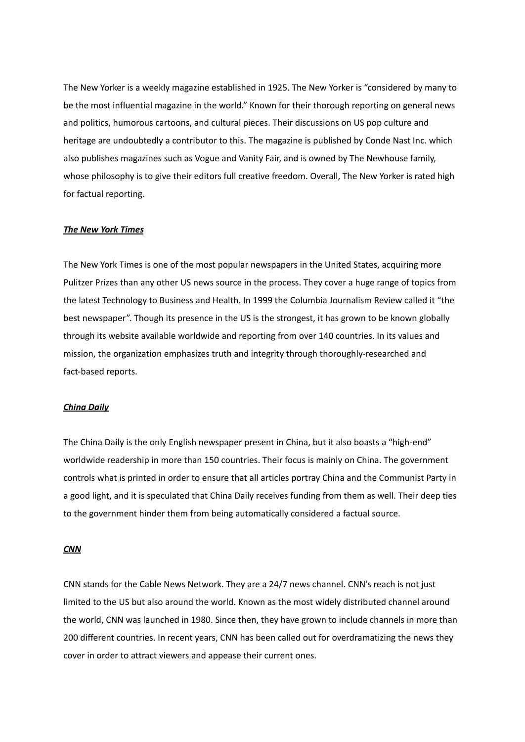The New Yorker is a weekly magazine established in 1925. The New Yorker is "considered by many to be the most influential magazine in the world." Known for their thorough reporting on general news and politics, humorous cartoons, and cultural pieces. Their discussions on US pop culture and heritage are undoubtedly a contributor to this. The magazine is published by Conde Nast Inc. which also publishes magazines such as Vogue and Vanity Fair, and is owned by The Newhouse family, whose philosophy is to give their editors full creative freedom. Overall, The New Yorker is rated high for factual reporting.

***The New York Times***

The New York Times is one of the most popular newspapers in the United States, acquiring more Pulitzer Prizes than any other US news source in the process. They cover a huge range of topics from the latest Technology to Business and Health. In 1999 the Columbia Journalism Review called it "the best newspaper". Though its presence in the US is the strongest, it has grown to be known globally through its website available worldwide and reporting from over 140 countries. In its values and mission, the organization emphasizes truth and integrity through thoroughly-researched and fact-based reports.

***China Daily***

The China Daily is the only English newspaper present in China, but it also boasts a "high-end" worldwide readership in more than 150 countries. Their focus is mainly on China. The government controls what is printed in order to ensure that all articles portray China and the Communist Party in a good light, and it is speculated that China Daily receives funding from them as well. Their deep ties to the government hinder them from being automatically considered a factual source.

***CNN***

CNN stands for the Cable News Network. They are a 24/7 news channel. CNN's reach is not just limited to the US but also around the world. Known as the most widely distributed channel around the world, CNN was launched in 1980. Since then, they have grown to include channels in more than 200 different countries. In recent years, CNN has been called out for overdramatizing the news they cover in order to attract viewers and appease their current ones.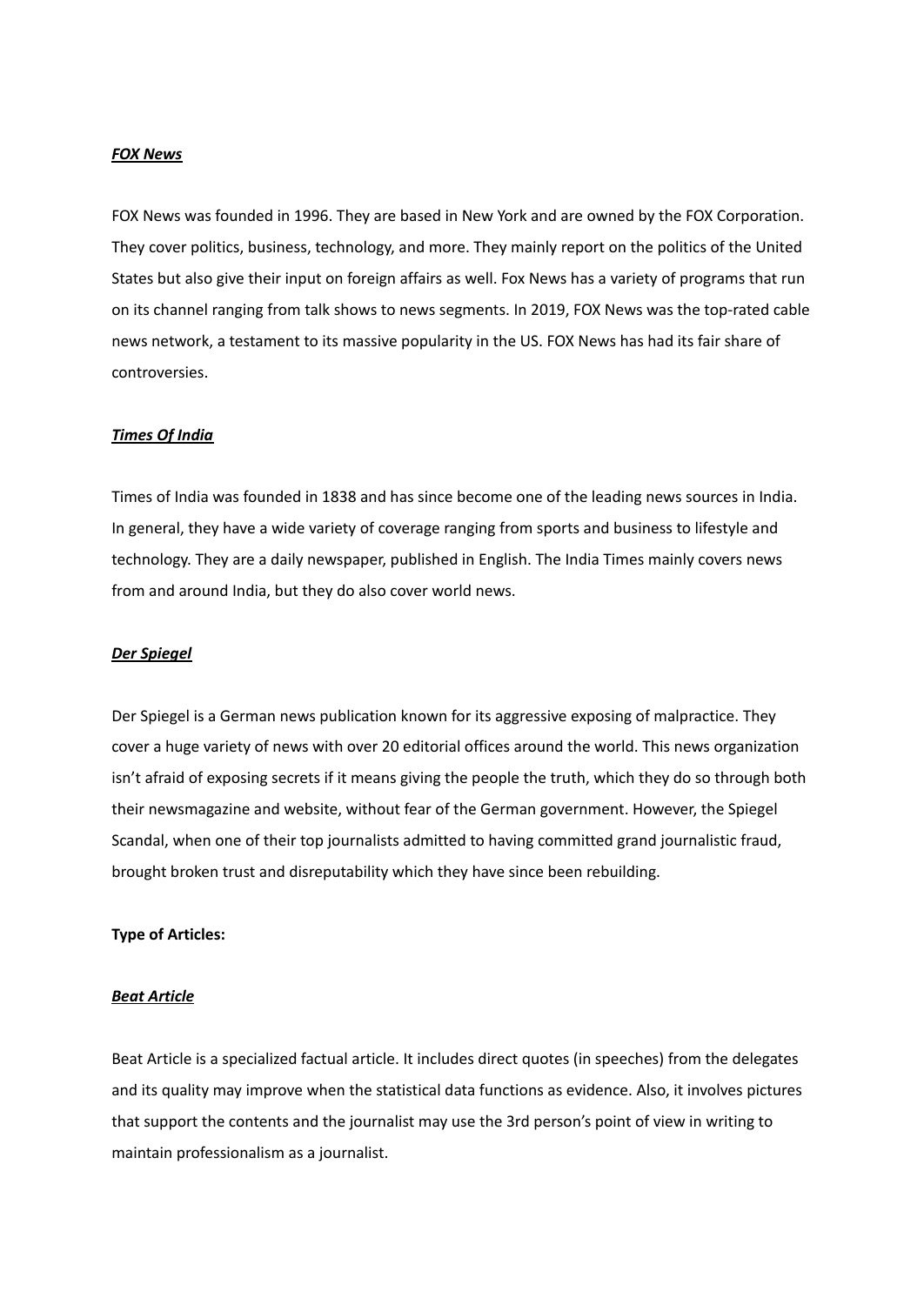***<u>FOX News</u>***

FOX News was founded in 1996. They are based in New York and are owned by the FOX Corporation. They cover politics, business, technology, and more. They mainly report on the politics of the United States but also give their input on foreign affairs as well. Fox News has a variety of programs that run on its channel ranging from talk shows to news segments. In 2019, FOX News was the top-rated cable news network, a testament to its massive popularity in the US. FOX News has had its fair share of controversies.

***<u>Times Of India</u>***

Times of India was founded in 1838 and has since become one of the leading news sources in India. In general, they have a wide variety of coverage ranging from sports and business to lifestyle and technology. They are a daily newspaper, published in English. The India Times mainly covers news from and around India, but they do also cover world news.

***<u>Der Spiegel</u>***

Der Spiegel is a German news publication known for its aggressive exposing of malpractice. They cover a huge variety of news with over 20 editorial offices around the world. This news organization isn't afraid of exposing secrets if it means giving the people the truth, which they do so through both their newsmagazine and website, without fear of the German government. However, the Spiegel Scandal, when one of their top journalists admitted to having committed grand journalistic fraud, brought broken trust and disreputability which they have since been rebuilding.

**Type of Articles:**

***<u>Beat Article</u>***

Beat Article is a specialized factual article. It includes direct quotes (in speeches) from the delegates and its quality may improve when the statistical data functions as evidence. Also, it involves pictures that support the contents and the journalist may use the 3rd person's point of view in writing to maintain professionalism as a journalist.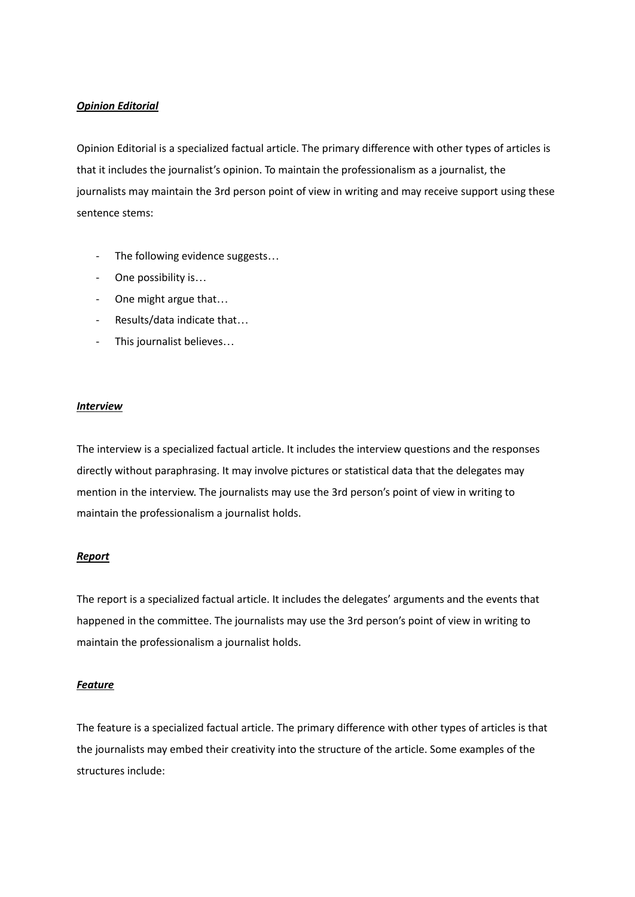***Opinion Editorial***

Opinion Editorial is a specialized factual article. The primary difference with other types of articles is that it includes the journalist's opinion. To maintain the professionalism as a journalist, the journalists may maintain the 3rd person point of view in writing and may receive support using these sentence stems:

- The following evidence suggests…
- One possibility is…
- One might argue that…
- Results/data indicate that…
- This journalist believes…

***Interview***

The interview is a specialized factual article. It includes the interview questions and the responses directly without paraphrasing. It may involve pictures or statistical data that the delegates may mention in the interview. The journalists may use the 3rd person's point of view in writing to maintain the professionalism a journalist holds.

***Report***

The report is a specialized factual article. It includes the delegates' arguments and the events that happened in the committee. The journalists may use the 3rd person's point of view in writing to maintain the professionalism a journalist holds.

***Feature***

The feature is a specialized factual article. The primary difference with other types of articles is that the journalists may embed their creativity into the structure of the article. Some examples of the structures include: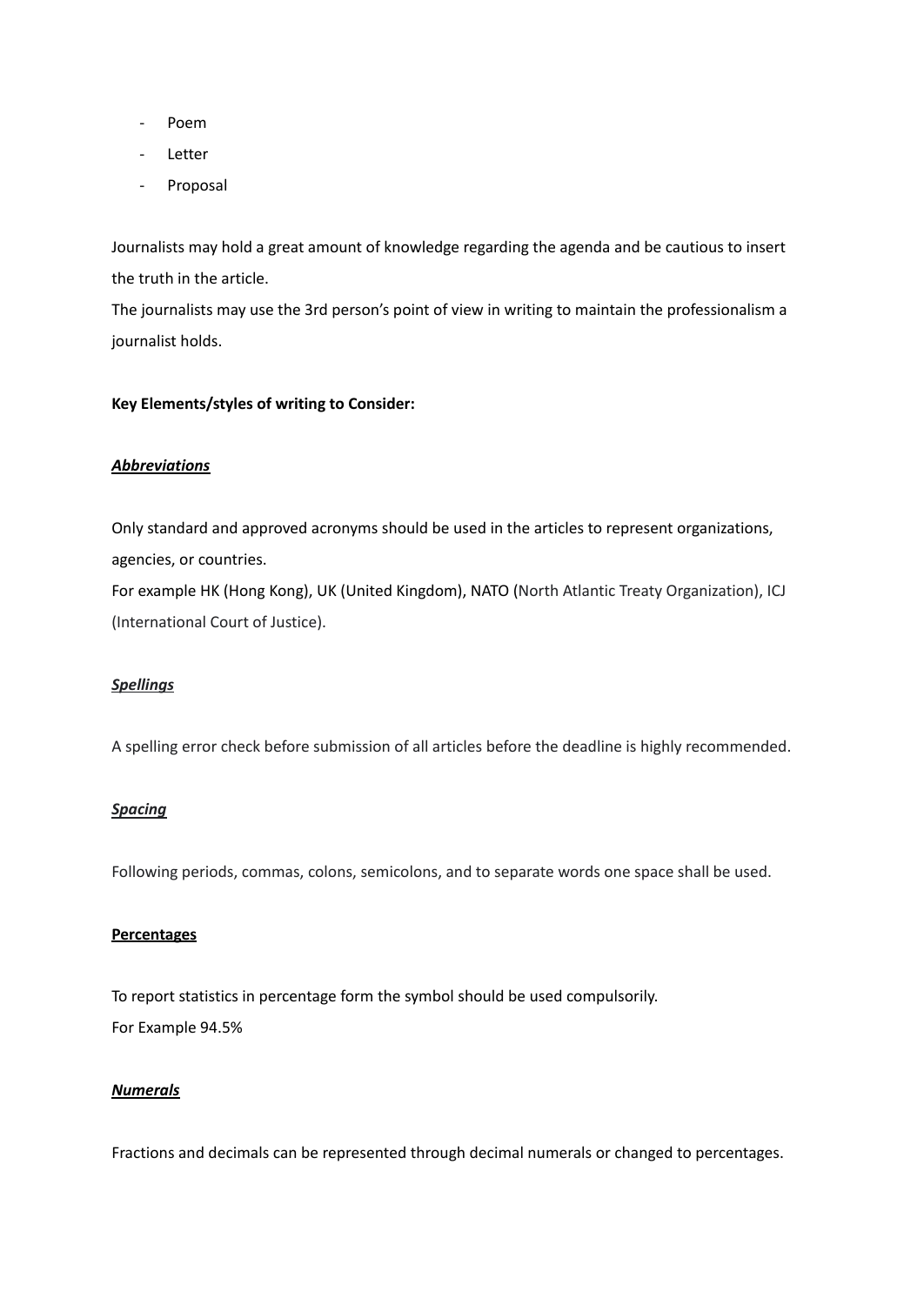- Poem
- Letter
- Proposal

Journalists may hold a great amount of knowledge regarding the agenda and be cautious to insert the truth in the article.
The journalists may use the 3rd person's point of view in writing to maintain the professionalism a journalist holds.

**Key Elements/styles of writing to Consider:**

***Abbreviations***

Only standard and approved acronyms should be used in the articles to represent organizations, agencies, or countries.
For example HK (Hong Kong), UK (United Kingdom), NATO (North Atlantic Treaty Organization), ICJ (International Court of Justice).

***Spellings***

A spelling error check before submission of all articles before the deadline is highly recommended.

***Spacing***

Following periods, commas, colons, semicolons, and to separate words one space shall be used.

**Percentages**

To report statistics in percentage form the symbol should be used compulsorily.
For Example 94.5%

***Numerals***

Fractions and decimals can be represented through decimal numerals or changed to percentages.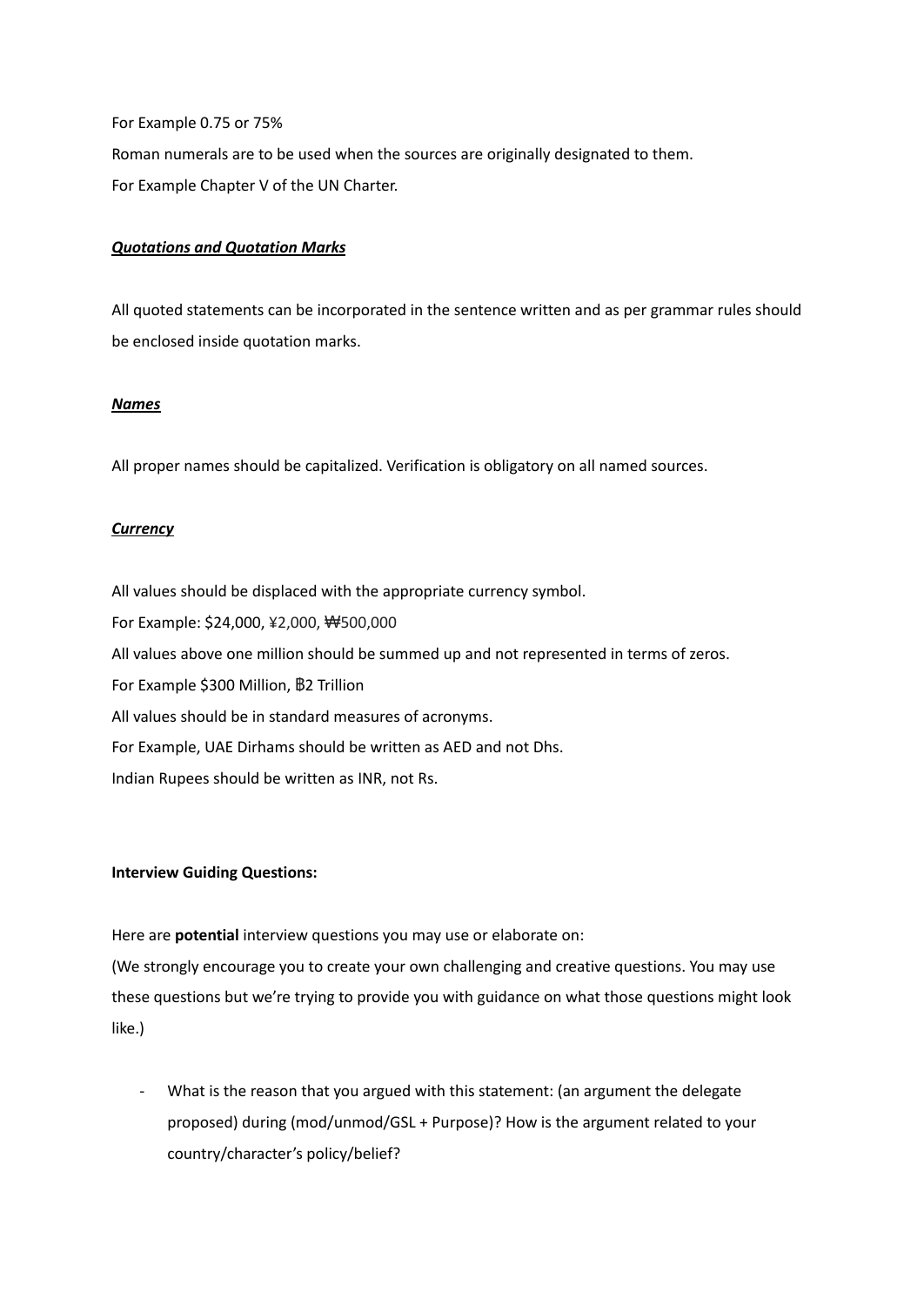For Example 0.75 or 75%

Roman numerals are to be used when the sources are originally designated to them.

For Example Chapter V of the UN Charter.

***Quotations and Quotation Marks***

All quoted statements can be incorporated in the sentence written and as per grammar rules should be enclosed inside quotation marks.

***Names***

All proper names should be capitalized. Verification is obligatory on all named sources.

***Currency***

All values should be displaced with the appropriate currency symbol.

For Example: $24,000, ¥2,000, ₩500,000

All values above one million should be summed up and not represented in terms of zeros.

For Example $300 Million, ฿2 Trillion

All values should be in standard measures of acronyms.

For Example, UAE Dirhams should be written as AED and not Dhs.

Indian Rupees should be written as INR, not Rs.

**Interview Guiding Questions:**

Here are **potential** interview questions you may use or elaborate on:

(We strongly encourage you to create your own challenging and creative questions. You may use these questions but we're trying to provide you with guidance on what those questions might look like.)

- What is the reason that you argued with this statement: (an argument the delegate proposed) during (mod/unmod/GSL + Purpose)? How is the argument related to your country/character's policy/belief?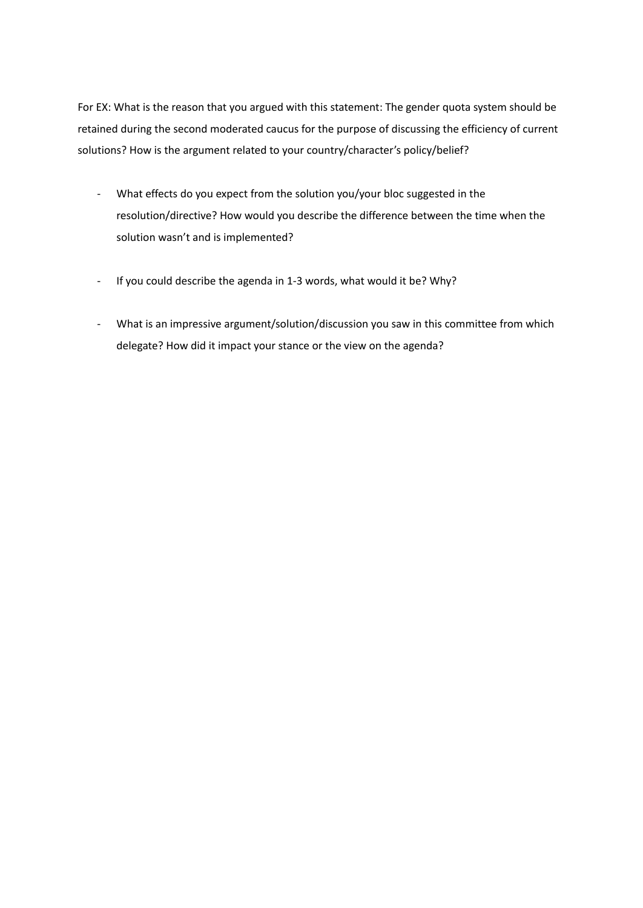For EX: What is the reason that you argued with this statement: The gender quota system should be retained during the second moderated caucus for the purpose of discussing the efficiency of current solutions? How is the argument related to your country/character's policy/belief?

- What effects do you expect from the solution you/your bloc suggested in the resolution/directive? How would you describe the difference between the time when the solution wasn't and is implemented?

- If you could describe the agenda in 1-3 words, what would it be? Why?

- What is an impressive argument/solution/discussion you saw in this committee from which delegate? How did it impact your stance or the view on the agenda?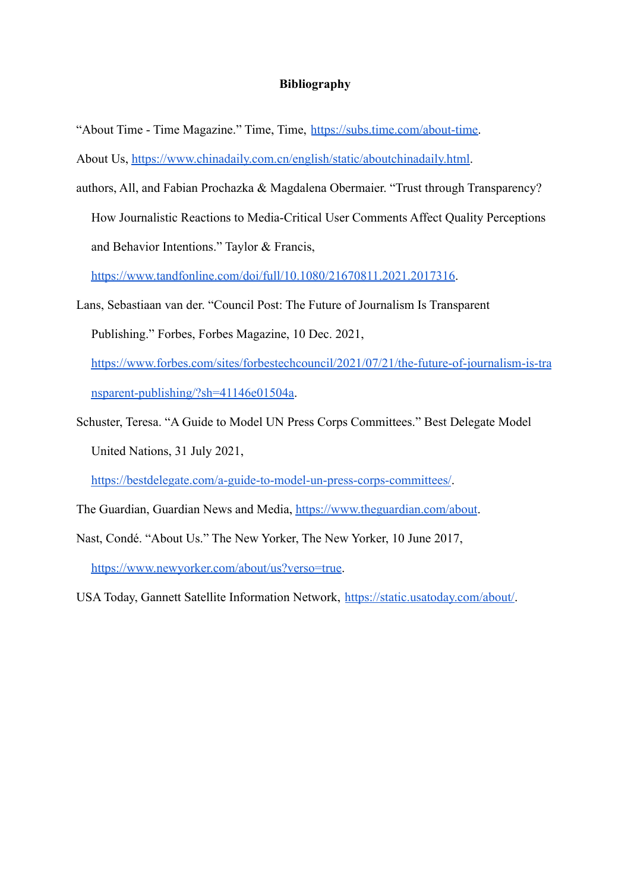**Bibliography**

“About Time - Time Magazine.” Time, Time, https://subs.time.com/about-time.

About Us, https://www.chinadaily.com.cn/english/static/aboutchinadaily.html.

authors, All, and Fabian Prochazka & Magdalena Obermaier. “Trust through Transparency? How Journalistic Reactions to Media-Critical User Comments Affect Quality Perceptions and Behavior Intentions.” Taylor & Francis, https://www.tandfonline.com/doi/full/10.1080/21670811.2021.2017316.

Lans, Sebastiaan van der. “Council Post: The Future of Journalism Is Transparent Publishing.” Forbes, Forbes Magazine, 10 Dec. 2021, https://www.forbes.com/sites/forbestechcouncil/2021/07/21/the-future-of-journalism-is-transparent-publishing/?sh=41146e01504a.

Schuster, Teresa. “A Guide to Model UN Press Corps Committees.” Best Delegate Model United Nations, 31 July 2021, https://bestdelegate.com/a-guide-to-model-un-press-corps-committees/.

The Guardian, Guardian News and Media, https://www.theguardian.com/about.

Nast, Condé. “About Us.” The New Yorker, The New Yorker, 10 June 2017, https://www.newyorker.com/about/us?verso=true.

USA Today, Gannett Satellite Information Network, https://static.usatoday.com/about/.